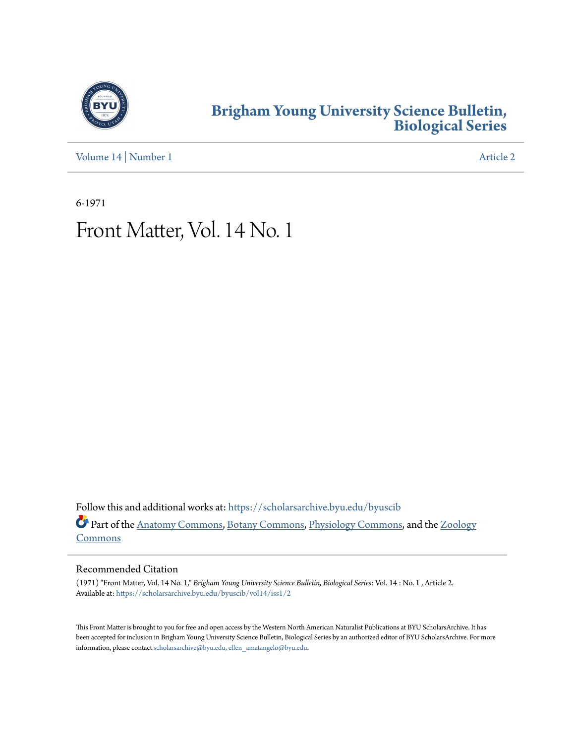# Brigham Young University Science Bulletin, Biological Series

Volume 14 | Number 1 Article 2

6-1971

# Front Matter, Vol. 14 No. 1

Follow this and additional works at: https://scholarsarchive.byu.edu/byuscib

Part of the Anatomy Commons, Botany Commons, Physiology Commons, and the Zoology Commons

## Recommended Citation

(1971) "Front Matter, Vol. 14 No. 1," *Brigham Young University Science Bulletin, Biological Series*: Vol. 14 : No. 1 , Article 2.
Available at: https://scholarsarchive.byu.edu/byuscib/vol14/iss1/2

This Front Matter is brought to you for free and open access by the Western North American Naturalist Publications at BYU ScholarsArchive. It has been accepted for inclusion in Brigham Young University Science Bulletin, Biological Series by an authorized editor of BYU ScholarsArchive. For more information, please contact scholarsarchive@byu.edu, ellen_amatangelo@byu.edu.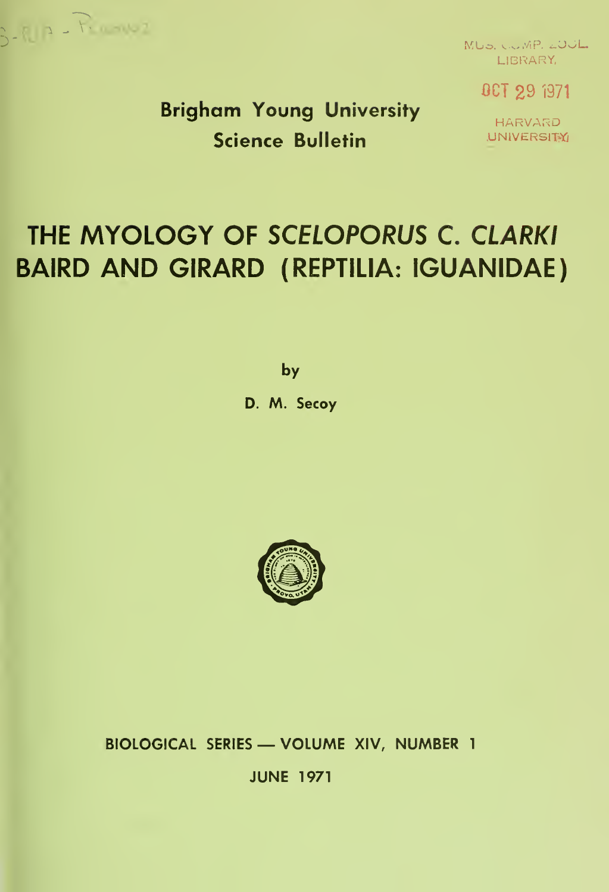MUS. COMP. ZOOL. LIBRARY.

OCT 29 1971

HARVARD UNIVERSITY

**Brigham Young University Science Bulletin**

# THE MYOLOGY OF *SCELOPORUS C. CLARKI* BAIRD AND GIRARD (REPTILIA: IGUANIDAE)

by

D. M. Secoy

BIOLOGICAL SERIES — VOLUME XIV, NUMBER 1

JUNE 1971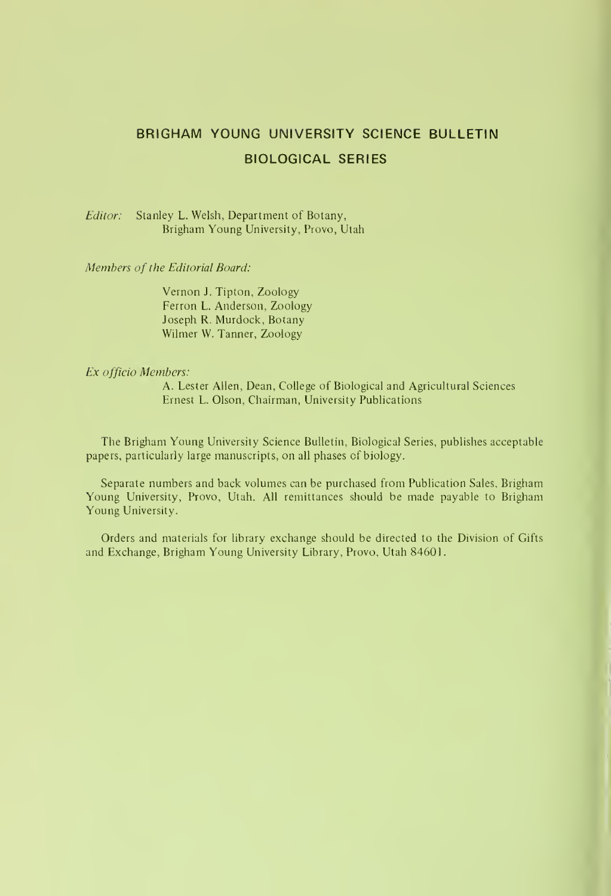# BRIGHAM YOUNG UNIVERSITY SCIENCE BULLETIN

## BIOLOGICAL SERIES

*Editor:* Stanley L. Welsh, Department of Botany, Brigham Young University, Provo, Utah

*Members of the Editorial Board:*

Vernon J. Tipton, Zoology
Ferron L. Anderson, Zoology
Joseph R. Murdock, Botany
Wilmer W. Tanner, Zoology

*Ex officio Members:*

A. Lester Allen, Dean, College of Biological and Agricultural Sciences
Ernest L. Olson, Chairman, University Publications

The Brigham Young University Science Bulletin, Biological Series, publishes acceptable papers, particularly large manuscripts, on all phases of biology.

Separate numbers and back volumes can be purchased from Publication Sales, Brigham Young University, Provo, Utah. All remittances should be made payable to Brigham Young University.

Orders and materials for library exchange should be directed to the Division of Gifts and Exchange, Brigham Young University Library, Provo, Utah 84601.